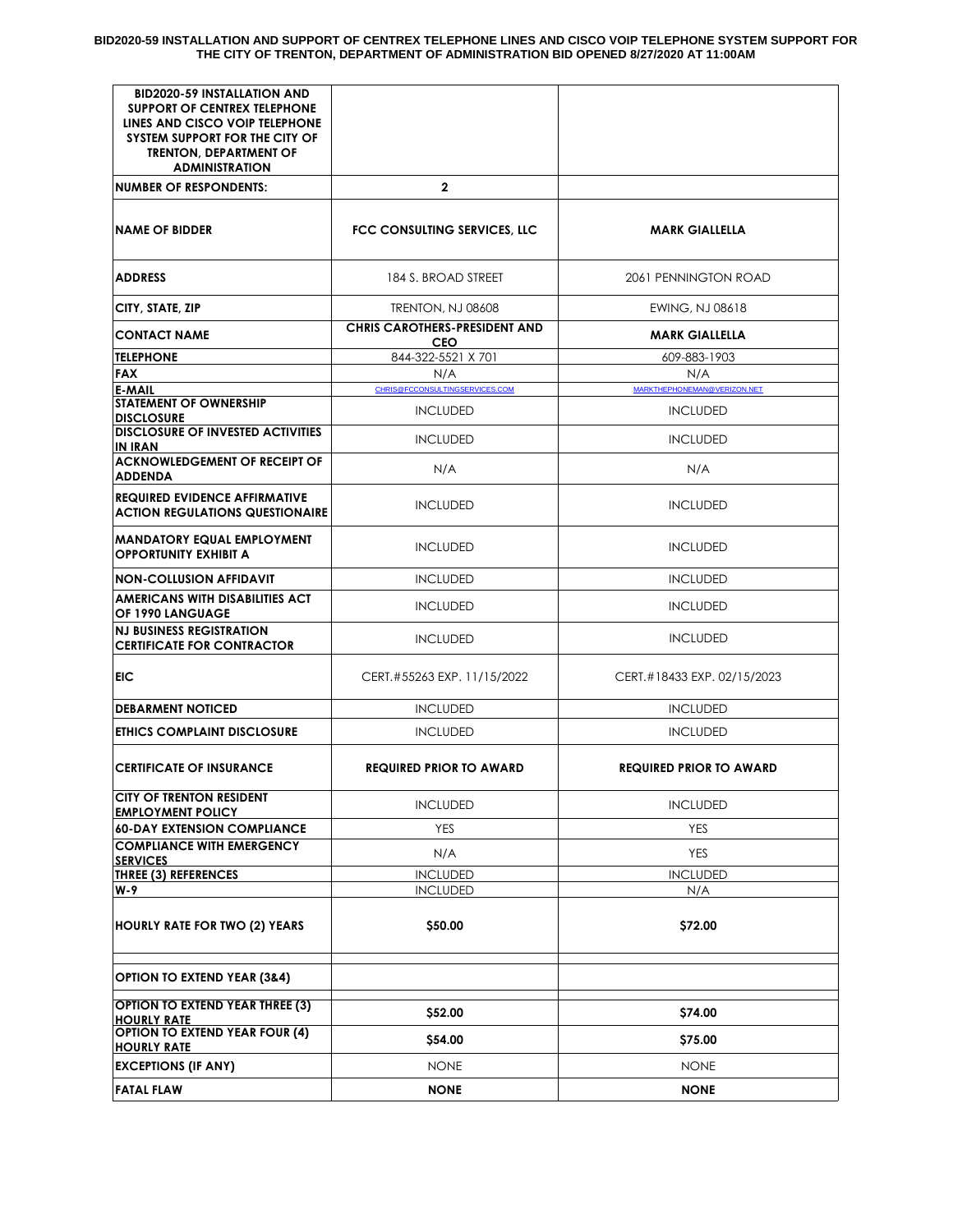# BID2020-59 INSTALLATION AND SUPPORT OF CENTREX TELEPHONE LINES AND CISCO VOIP TELEPHONE SYSTEM SUPPORT FOR THE CITY OF TRENTON, DEPARTMENT OF ADMINISTRATION BID OPENED 8/27/2020 AT 11:00AM

| BID2020-59 INSTALLATION AND SUPPORT OF CENTREX TELEPHONE LINES AND CISCO VOIP TELEPHONE SYSTEM SUPPORT FOR THE CITY OF TRENTON, DEPARTMENT OF ADMINISTRATION | | |
|---|---|---|
| **NUMBER OF RESPONDENTS:** | **2** | |
| **NAME OF BIDDER** | **FCC CONSULTING SERVICES, LLC** | **MARK GIALLELLA** |
| **ADDRESS** | 184 S. BROAD STREET | 2061 PENNINGTON ROAD |
| **CITY, STATE, ZIP** | TRENTON, NJ 08608 | EWING, NJ 08618 |
| **CONTACT NAME** | **CHRIS CAROTHERS-PRESIDENT AND CEO** | **MARK GIALLELLA** |
| **TELEPHONE** | 844-322-5521 X 701 | 609-883-1903 |
| **FAX** | N/A | N/A |
| **E-MAIL** | CHRIS@FCCONSULTINGSERVICES.COM | MARKTHEPHONEMAN@VERIZON.NET |
| **STATEMENT OF OWNERSHIP DISCLOSURE** | INCLUDED | INCLUDED |
| **DISCLOSURE OF INVESTED ACTIVITIES IN IRAN** | INCLUDED | INCLUDED |
| **ACKNOWLEDGEMENT OF RECEIPT OF ADDENDA** | N/A | N/A |
| **REQUIRED EVIDENCE AFFIRMATIVE ACTION REGULATIONS QUESTIONAIRE** | INCLUDED | INCLUDED |
| **MANDATORY EQUAL EMPLOYMENT OPPORTUNITY EXHIBIT A** | INCLUDED | INCLUDED |
| **NON-COLLUSION AFFIDAVIT** | INCLUDED | INCLUDED |
| **AMERICANS WITH DISABILITIES ACT OF 1990 LANGUAGE** | INCLUDED | INCLUDED |
| **NJ BUSINESS REGISTRATION CERTIFICATE FOR CONTRACTOR** | INCLUDED | INCLUDED |
| **EIC** | CERT.#55263 EXP. 11/15/2022 | CERT.#18433 EXP. 02/15/2023 |
| **DEBARMENT NOTICED** | INCLUDED | INCLUDED |
| **ETHICS COMPLAINT DISCLOSURE** | INCLUDED | INCLUDED |
| **CERTIFICATE OF INSURANCE** | **REQUIRED PRIOR TO AWARD** | **REQUIRED PRIOR TO AWARD** |
| **CITY OF TRENTON RESIDENT EMPLOYMENT POLICY** | INCLUDED | INCLUDED |
| **60-DAY EXTENSION COMPLIANCE** | YES | YES |
| **COMPLIANCE WITH EMERGENCY SERVICES** | N/A | YES |
| **THREE (3) REFERENCES** | INCLUDED | INCLUDED |
| **W-9** | INCLUDED | N/A |
| **HOURLY RATE FOR TWO (2) YEARS** | **$50.00** | **$72.00** |
| **OPTION TO EXTEND YEAR (3&4)** | | |
| **OPTION TO EXTEND YEAR THREE (3) HOURLY RATE** | **$52.00** | **$74.00** |
| **OPTION TO EXTEND YEAR FOUR (4) HOURLY RATE** | **$54.00** | **$75.00** |
| **EXCEPTIONS (IF ANY)** | NONE | NONE |
| **FATAL FLAW** | **NONE** | **NONE** |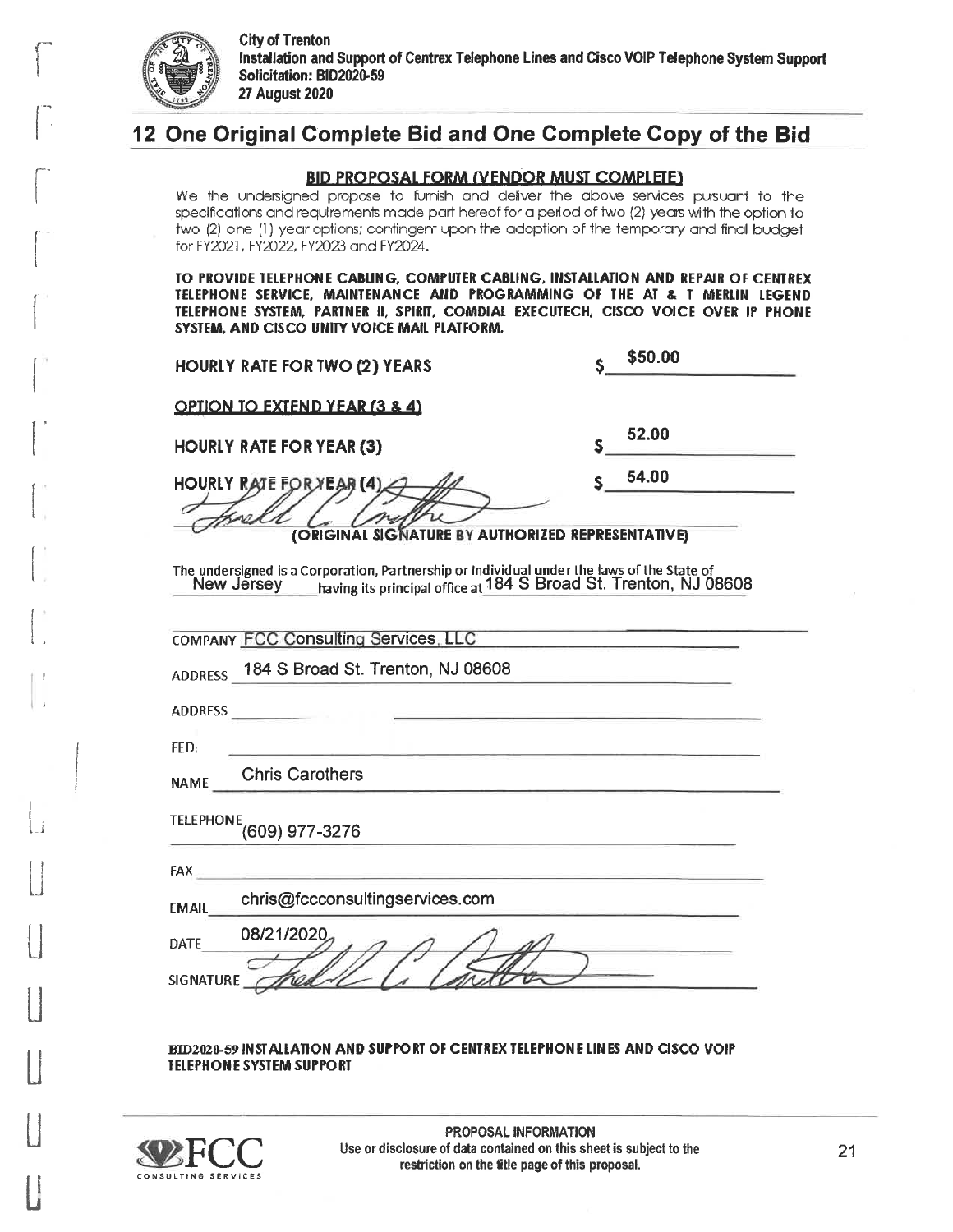## 12 One Original Complete Bid and One Complete Copy of the Bid

**BID PROPOSAL FORM (VENDOR MUST COMPLETE)**

We the undersigned propose to furnish and deliver the above services pursuant to the specifications and requirements made part hereof for a period of two (2) years with the option to two (2) one (1) year options; contingent upon the adoption of the temporary and final budget for FY2021, FY2022, FY2023 and FY2024.

**TO PROVIDE TELEPHONE CABLING, COMPUTER CABLING, INSTALLATION AND REPAIR OF CENTREX TELEPHONE SERVICE, MAINTENANCE AND PROGRAMMING OF THE AT & T MERLIN LEGEND TELEPHONE SYSTEM, PARTNER II, SPIRIT, COMDIAL EXECUTECH, CISCO VOICE OVER IP PHONE SYSTEM, AND CISCO UNITY VOICE MAIL PLATFORM.**

**HOURLY RATE FOR TWO (2) YEARS** $ $50.00

**OPTION TO EXTEND YEAR (3 & 4)**

**HOURLY RATE FOR YEAR (3)** $ 52.00

**HOURLY RATE FOR YEAR (4)** $ 54.00

[Signature]

**(ORIGINAL SIGNATURE BY AUTHORIZED REPRESENTATIVE)**

The undersigned is a Corporation, Partnership or Individual under the laws of the State of New Jersey having its principal office at 184 S Broad St. Trenton, NJ 08608

COMPANY FCC Consulting Services, LLC

ADDRESS 184 S Broad St. Trenton, NJ 08608

ADDRESS

FED.

NAME Chris Carothers

TELEPHONE (609) 977-3276

FAX

EMAIL chris@fccconsultingservices.com

DATE 08/21/2020

SIGNATURE [Signature]

**BID2020-59 INSTALLATION AND SUPPORT OF CENTREX TELEPHONE LINES AND CISCO VOIP TELEPHONE SYSTEM SUPPORT**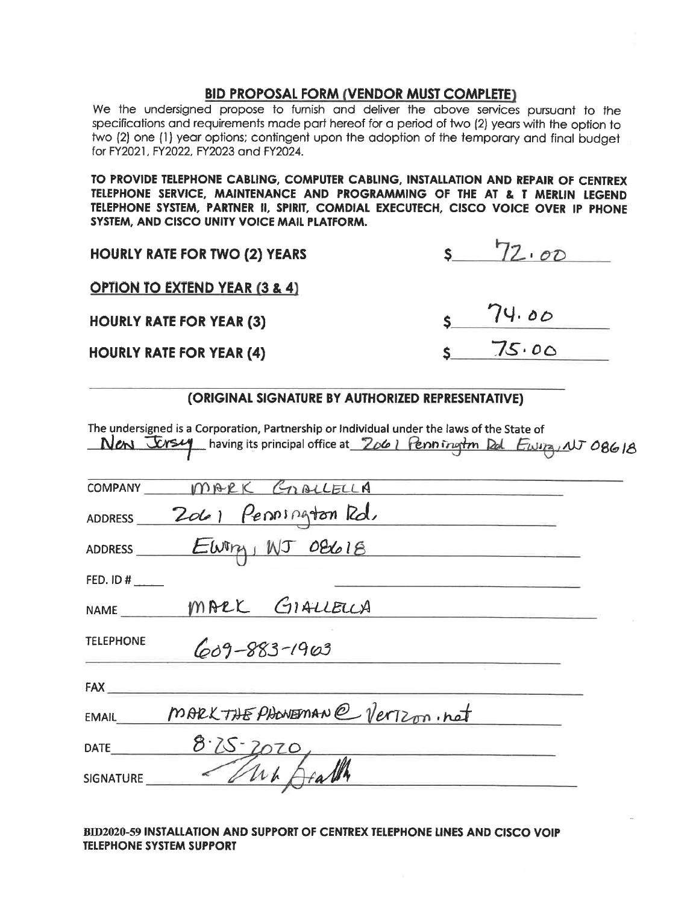## BID PROPOSAL FORM (VENDOR MUST COMPLETE)

We the undersigned propose to furnish and deliver the above services pursuant to the specifications and requirements made part hereof for a period of two (2) years with the option to two (2) one (1) year options; contingent upon the adoption of the temporary and final budget for FY2021, FY2022, FY2023 and FY2024.

**TO PROVIDE TELEPHONE CABLING, COMPUTER CABLING, INSTALLATION AND REPAIR OF CENTREX TELEPHONE SERVICE, MAINTENANCE AND PROGRAMMING OF THE AT & T MERLIN LEGEND TELEPHONE SYSTEM, PARTNER II, SPIRIT, COMDIAL EXECUTECH, CISCO VOICE OVER IP PHONE SYSTEM, AND CISCO UNITY VOICE MAIL PLATFORM.**

**HOURLY RATE FOR TWO (2) YEARS** $ 72.00

**OPTION TO EXTEND YEAR (3 & 4)**

**HOURLY RATE FOR YEAR (3)** $ 74.00

**HOURLY RATE FOR YEAR (4)** $ 75.00

______________________________

**(ORIGINAL SIGNATURE BY AUTHORIZED REPRESENTATIVE)**

The undersigned is a Corporation, Partnership or Individual under the laws of the State of New Jersey having its principal office at 2061 Pennington Rd Ewing, NJ 08618

COMPANY MARK GIALLELLA

ADDRESS 2061 Pennington Rd,

ADDRESS Ewing, NJ 08618

FED. ID # ______

NAME MARK GIALLELLA

TELEPHONE 609-883-1903

FAX ______

EMAIL MARKTHEPHONEMAN@Verizon.net

DATE 8-25-2020

SIGNATURE [signature]

**BID2020-59 INSTALLATION AND SUPPORT OF CENTREX TELEPHONE LINES AND CISCO VOIP TELEPHONE SYSTEM SUPPORT**